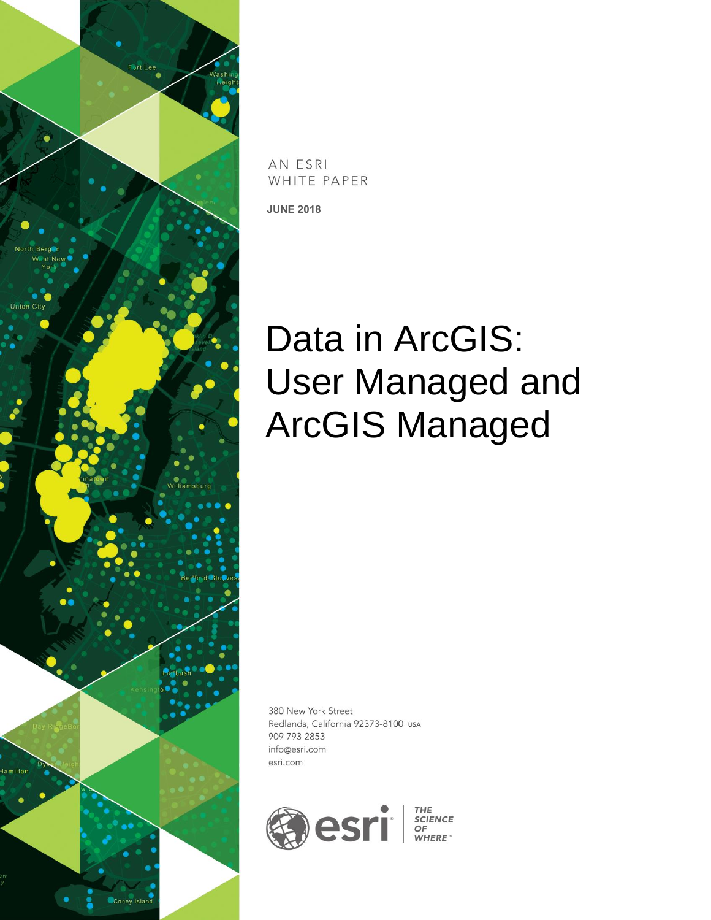AN ESRI
WHITE PAPER

**JUNE 2018**

# Data in ArcGIS: User Managed and ArcGIS Managed

380 New York Street
Redlands, California 92373-8100 USA
909 793 2853
info@esri.com
esri.com

esri | THE SCIENCE OF WHERE™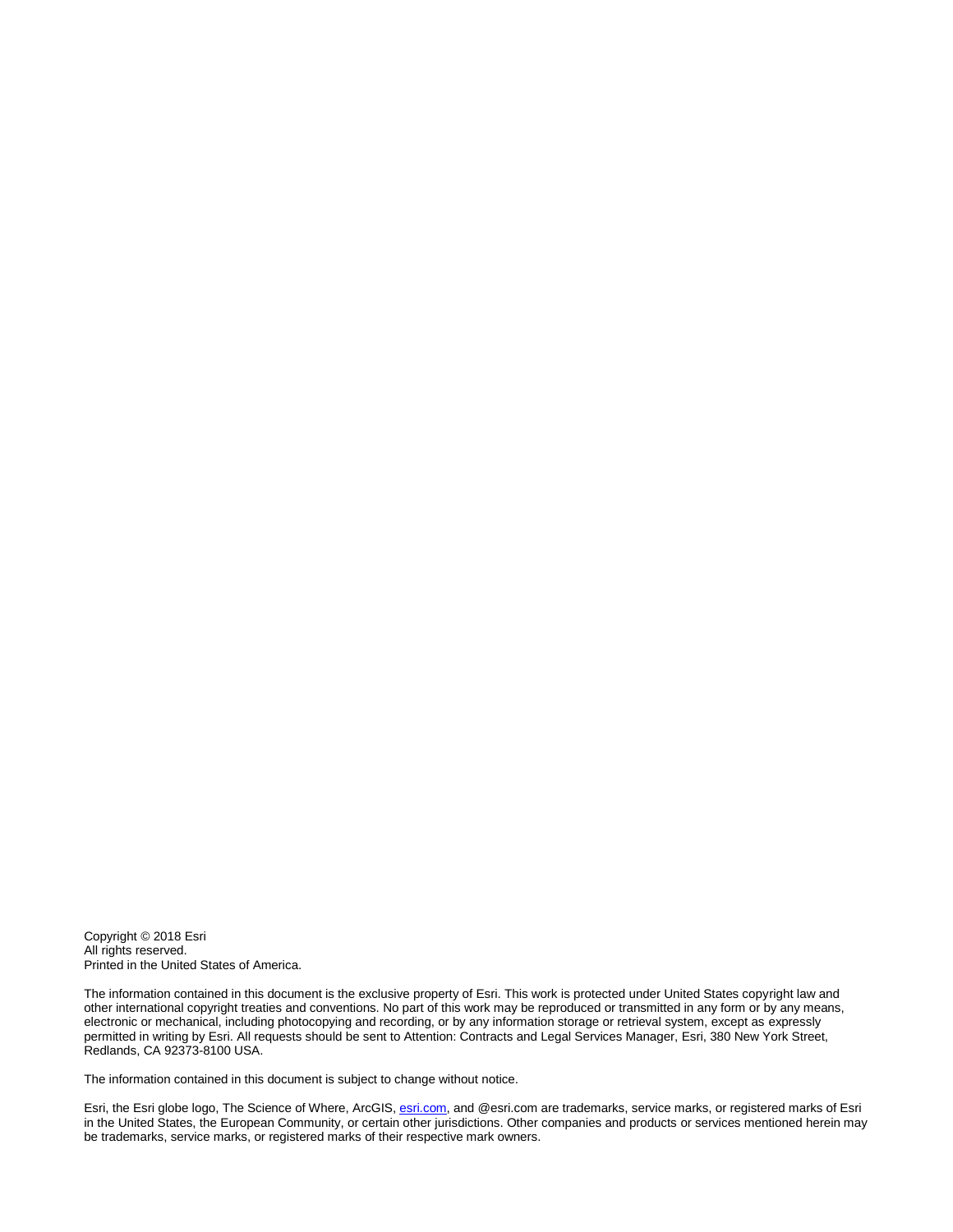Copyright © 2018 Esri
All rights reserved.
Printed in the United States of America.

The information contained in this document is the exclusive property of Esri. This work is protected under United States copyright law and other international copyright treaties and conventions. No part of this work may be reproduced or transmitted in any form or by any means, electronic or mechanical, including photocopying and recording, or by any information storage or retrieval system, except as expressly permitted in writing by Esri. All requests should be sent to Attention: Contracts and Legal Services Manager, Esri, 380 New York Street, Redlands, CA 92373-8100 USA.

The information contained in this document is subject to change without notice.

Esri, the Esri globe logo, The Science of Where, ArcGIS, esri.com, and @esri.com are trademarks, service marks, or registered marks of Esri in the United States, the European Community, or certain other jurisdictions. Other companies and products or services mentioned herein may be trademarks, service marks, or registered marks of their respective mark owners.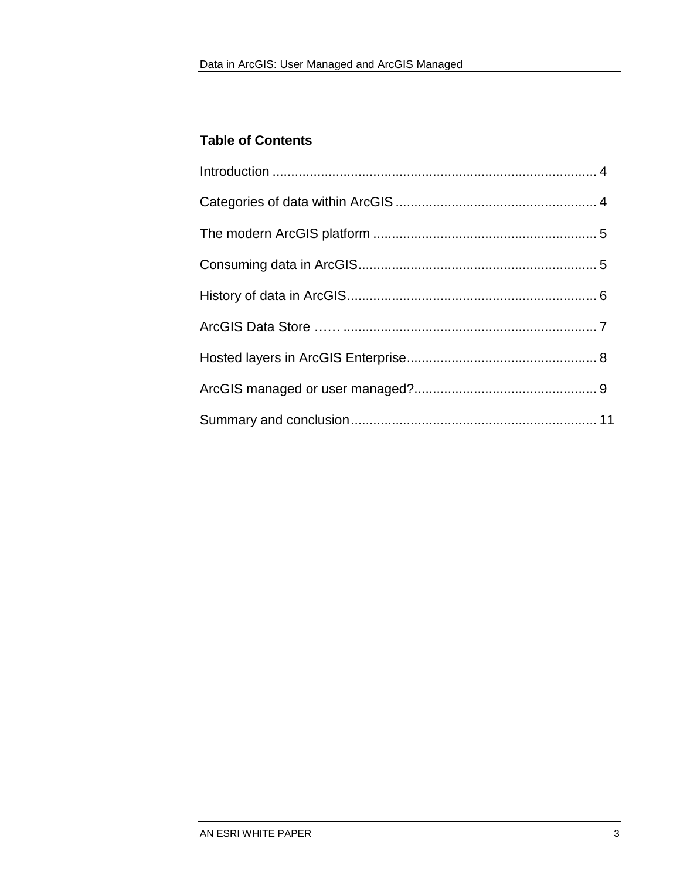## Table of Contents

Introduction ...................................................................................... 4

Categories of data within ArcGIS ...................................................... 4

The modern ArcGIS platform ............................................................ 5

Consuming data in ArcGIS................................................................ 5

History of data in ArcGIS................................................................... 6

ArcGIS Data Store …… .................................................................... 7

Hosted layers in ArcGIS Enterprise................................................... 8

ArcGIS managed or user managed?................................................. 9

Summary and conclusion.................................................................. 11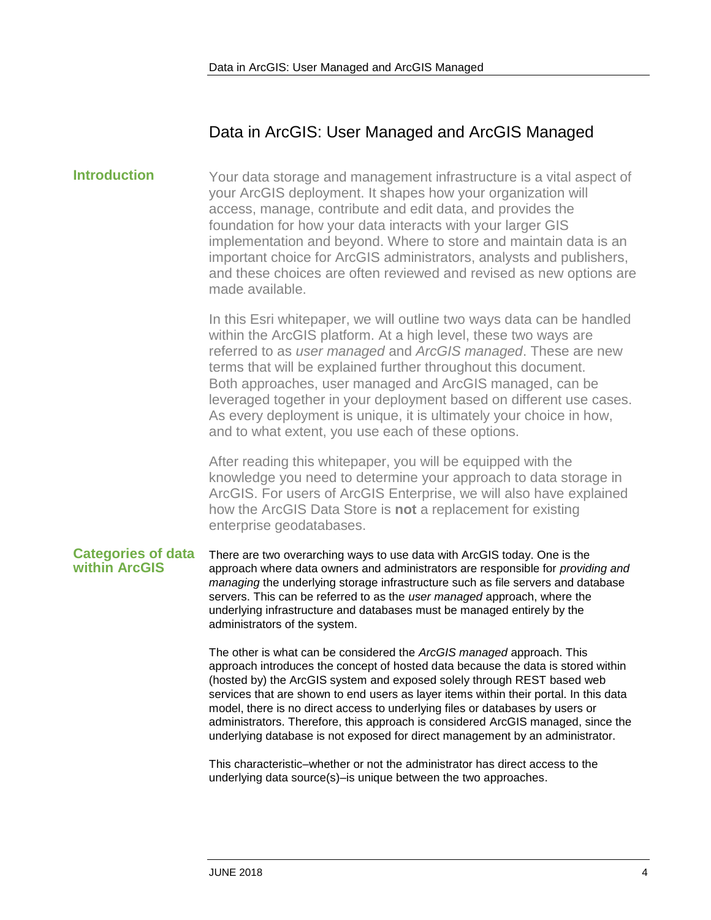# Data in ArcGIS: User Managed and ArcGIS Managed

## Introduction

Your data storage and management infrastructure is a vital aspect of your ArcGIS deployment. It shapes how your organization will access, manage, contribute and edit data, and provides the foundation for how your data interacts with your larger GIS implementation and beyond. Where to store and maintain data is an important choice for ArcGIS administrators, analysts and publishers, and these choices are often reviewed and revised as new options are made available.

In this Esri whitepaper, we will outline two ways data can be handled within the ArcGIS platform. At a high level, these two ways are referred to as *user managed* and *ArcGIS managed*. These are new terms that will be explained further throughout this document. Both approaches, user managed and ArcGIS managed, can be leveraged together in your deployment based on different use cases. As every deployment is unique, it is ultimately your choice in how, and to what extent, you use each of these options.

After reading this whitepaper, you will be equipped with the knowledge you need to determine your approach to data storage in ArcGIS. For users of ArcGIS Enterprise, we will also have explained how the ArcGIS Data Store is **not** a replacement for existing enterprise geodatabases.

## Categories of data within ArcGIS

There are two overarching ways to use data with ArcGIS today. One is the approach where data owners and administrators are responsible for *providing and managing* the underlying storage infrastructure such as file servers and database servers. This can be referred to as the *user managed* approach, where the underlying infrastructure and databases must be managed entirely by the administrators of the system.

The other is what can be considered the *ArcGIS managed* approach. This approach introduces the concept of hosted data because the data is stored within (hosted by) the ArcGIS system and exposed solely through REST based web services that are shown to end users as layer items within their portal. In this data model, there is no direct access to underlying files or databases by users or administrators. Therefore, this approach is considered ArcGIS managed, since the underlying database is not exposed for direct management by an administrator.

This characteristic–whether or not the administrator has direct access to the underlying data source(s)–is unique between the two approaches.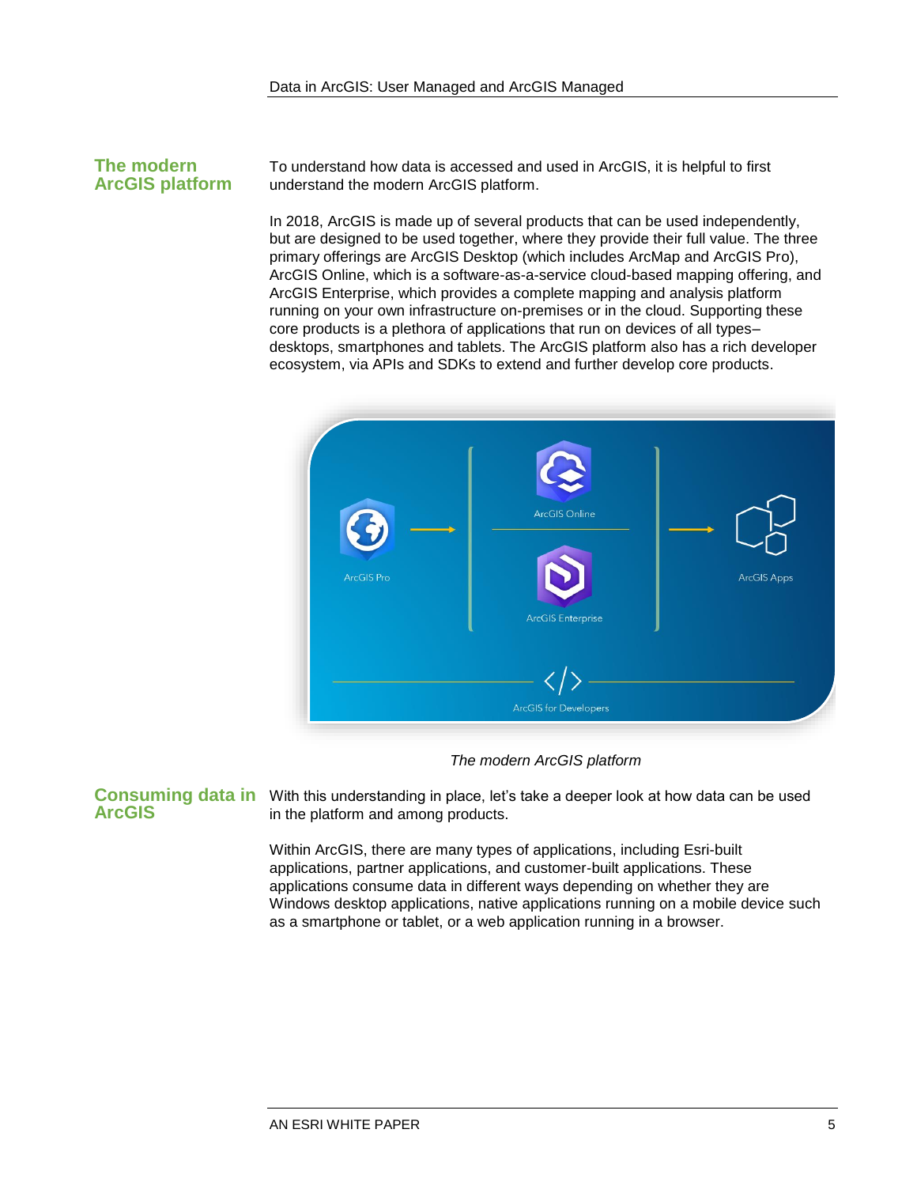## The modern ArcGIS platform

To understand how data is accessed and used in ArcGIS, it is helpful to first understand the modern ArcGIS platform.

In 2018, ArcGIS is made up of several products that can be used independently, but are designed to be used together, where they provide their full value. The three primary offerings are ArcGIS Desktop (which includes ArcMap and ArcGIS Pro), ArcGIS Online, which is a software-as-a-service cloud-based mapping offering, and ArcGIS Enterprise, which provides a complete mapping and analysis platform running on your own infrastructure on-premises or in the cloud. Supporting these core products is a plethora of applications that run on devices of all types– desktops, smartphones and tablets. The ArcGIS platform also has a rich developer ecosystem, via APIs and SDKs to extend and further develop core products.

*The modern ArcGIS platform*

## Consuming data in ArcGIS

With this understanding in place, let's take a deeper look at how data can be used in the platform and among products.

Within ArcGIS, there are many types of applications, including Esri-built applications, partner applications, and customer-built applications. These applications consume data in different ways depending on whether they are Windows desktop applications, native applications running on a mobile device such as a smartphone or tablet, or a web application running in a browser.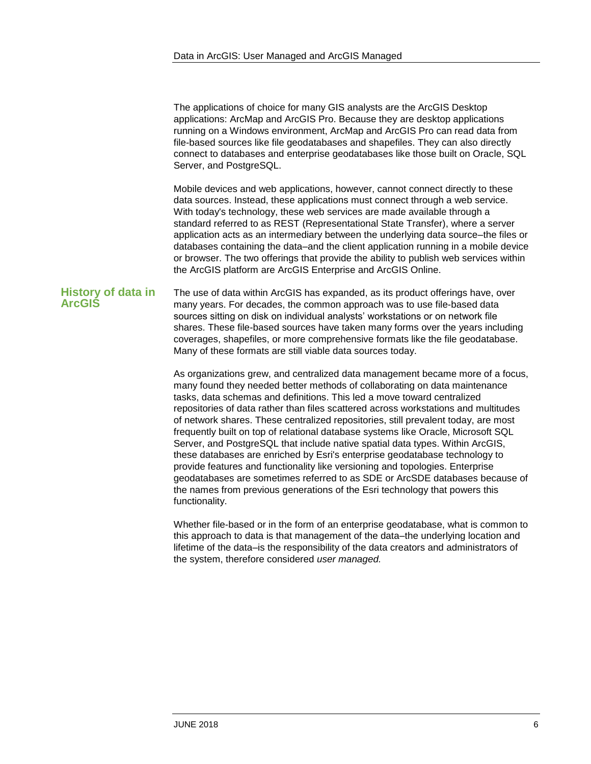The applications of choice for many GIS analysts are the ArcGIS Desktop applications: ArcMap and ArcGIS Pro. Because they are desktop applications running on a Windows environment, ArcMap and ArcGIS Pro can read data from file-based sources like file geodatabases and shapefiles. They can also directly connect to databases and enterprise geodatabases like those built on Oracle, SQL Server, and PostgreSQL.

Mobile devices and web applications, however, cannot connect directly to these data sources. Instead, these applications must connect through a web service. With today's technology, these web services are made available through a standard referred to as REST (Representational State Transfer), where a server application acts as an intermediary between the underlying data source–the files or databases containing the data–and the client application running in a mobile device or browser. The two offerings that provide the ability to publish web services within the ArcGIS platform are ArcGIS Enterprise and ArcGIS Online.

## History of data in ArcGIS

The use of data within ArcGIS has expanded, as its product offerings have, over many years. For decades, the common approach was to use file-based data sources sitting on disk on individual analysts' workstations or on network file shares. These file-based sources have taken many forms over the years including coverages, shapefiles, or more comprehensive formats like the file geodatabase. Many of these formats are still viable data sources today.

As organizations grew, and centralized data management became more of a focus, many found they needed better methods of collaborating on data maintenance tasks, data schemas and definitions. This led a move toward centralized repositories of data rather than files scattered across workstations and multitudes of network shares. These centralized repositories, still prevalent today, are most frequently built on top of relational database systems like Oracle, Microsoft SQL Server, and PostgreSQL that include native spatial data types. Within ArcGIS, these databases are enriched by Esri's enterprise geodatabase technology to provide features and functionality like versioning and topologies. Enterprise geodatabases are sometimes referred to as SDE or ArcSDE databases because of the names from previous generations of the Esri technology that powers this functionality.

Whether file-based or in the form of an enterprise geodatabase, what is common to this approach to data is that management of the data–the underlying location and lifetime of the data–is the responsibility of the data creators and administrators of the system, therefore considered *user managed.*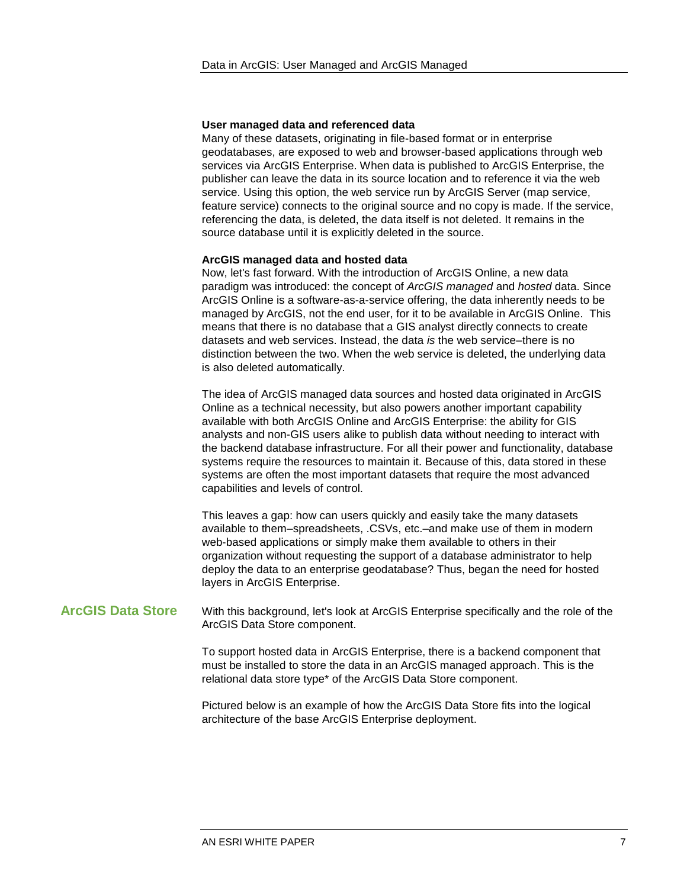#### User managed data and referenced data

Many of these datasets, originating in file-based format or in enterprise geodatabases, are exposed to web and browser-based applications through web services via ArcGIS Enterprise. When data is published to ArcGIS Enterprise, the publisher can leave the data in its source location and to reference it via the web service. Using this option, the web service run by ArcGIS Server (map service, feature service) connects to the original source and no copy is made. If the service, referencing the data, is deleted, the data itself is not deleted. It remains in the source database until it is explicitly deleted in the source.

#### ArcGIS managed data and hosted data

Now, let's fast forward. With the introduction of ArcGIS Online, a new data paradigm was introduced: the concept of *ArcGIS managed* and *hosted* data. Since ArcGIS Online is a software-as-a-service offering, the data inherently needs to be managed by ArcGIS, not the end user, for it to be available in ArcGIS Online. This means that there is no database that a GIS analyst directly connects to create datasets and web services. Instead, the data *is* the web service–there is no distinction between the two. When the web service is deleted, the underlying data is also deleted automatically.

The idea of ArcGIS managed data sources and hosted data originated in ArcGIS Online as a technical necessity, but also powers another important capability available with both ArcGIS Online and ArcGIS Enterprise: the ability for GIS analysts and non-GIS users alike to publish data without needing to interact with the backend database infrastructure. For all their power and functionality, database systems require the resources to maintain it. Because of this, data stored in these systems are often the most important datasets that require the most advanced capabilities and levels of control.

This leaves a gap: how can users quickly and easily take the many datasets available to them–spreadsheets, .CSVs, etc.–and make use of them in modern web-based applications or simply make them available to others in their organization without requesting the support of a database administrator to help deploy the data to an enterprise geodatabase? Thus, began the need for hosted layers in ArcGIS Enterprise.

## ArcGIS Data Store

With this background, let's look at ArcGIS Enterprise specifically and the role of the ArcGIS Data Store component.

To support hosted data in ArcGIS Enterprise, there is a backend component that must be installed to store the data in an ArcGIS managed approach. This is the relational data store type* of the ArcGIS Data Store component.

Pictured below is an example of how the ArcGIS Data Store fits into the logical architecture of the base ArcGIS Enterprise deployment.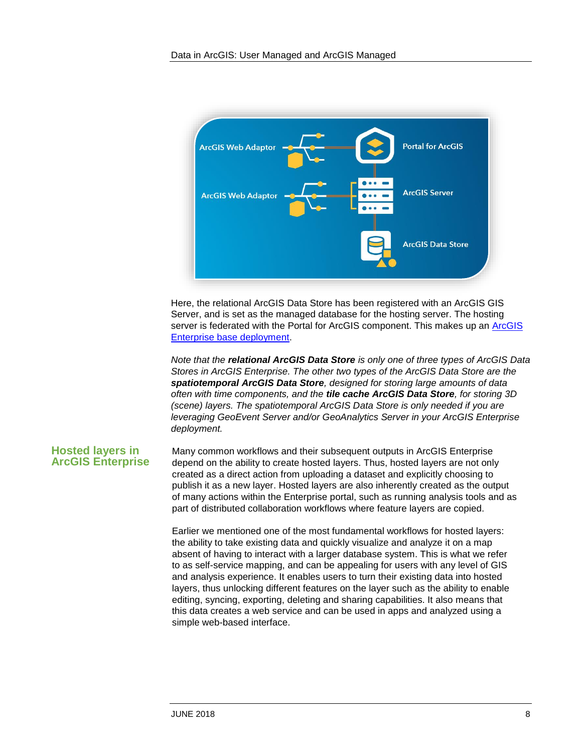Here, the relational ArcGIS Data Store has been registered with an ArcGIS GIS Server, and is set as the managed database for the hosting server. The hosting server is federated with the Portal for ArcGIS component. This makes up an [ArcGIS Enterprise base deployment](#).

*Note that the **relational ArcGIS Data Store** is only one of three types of ArcGIS Data Stores in ArcGIS Enterprise. The other two types of the ArcGIS Data Store are the **spatiotemporal ArcGIS Data Store**, designed for storing large amounts of data often with time components, and the **tile cache ArcGIS Data Store**, for storing 3D (scene) layers. The spatiotemporal ArcGIS Data Store is only needed if you are leveraging GeoEvent Server and/or GeoAnalytics Server in your ArcGIS Enterprise deployment.*

## Hosted layers in ArcGIS Enterprise

Many common workflows and their subsequent outputs in ArcGIS Enterprise depend on the ability to create hosted layers. Thus, hosted layers are not only created as a direct action from uploading a dataset and explicitly choosing to publish it as a new layer. Hosted layers are also inherently created as the output of many actions within the Enterprise portal, such as running analysis tools and as part of distributed collaboration workflows where feature layers are copied.

Earlier we mentioned one of the most fundamental workflows for hosted layers: the ability to take existing data and quickly visualize and analyze it on a map absent of having to interact with a larger database system. This is what we refer to as self-service mapping, and can be appealing for users with any level of GIS and analysis experience. It enables users to turn their existing data into hosted layers, thus unlocking different features on the layer such as the ability to enable editing, syncing, exporting, deleting and sharing capabilities. It also means that this data creates a web service and can be used in apps and analyzed using a simple web-based interface.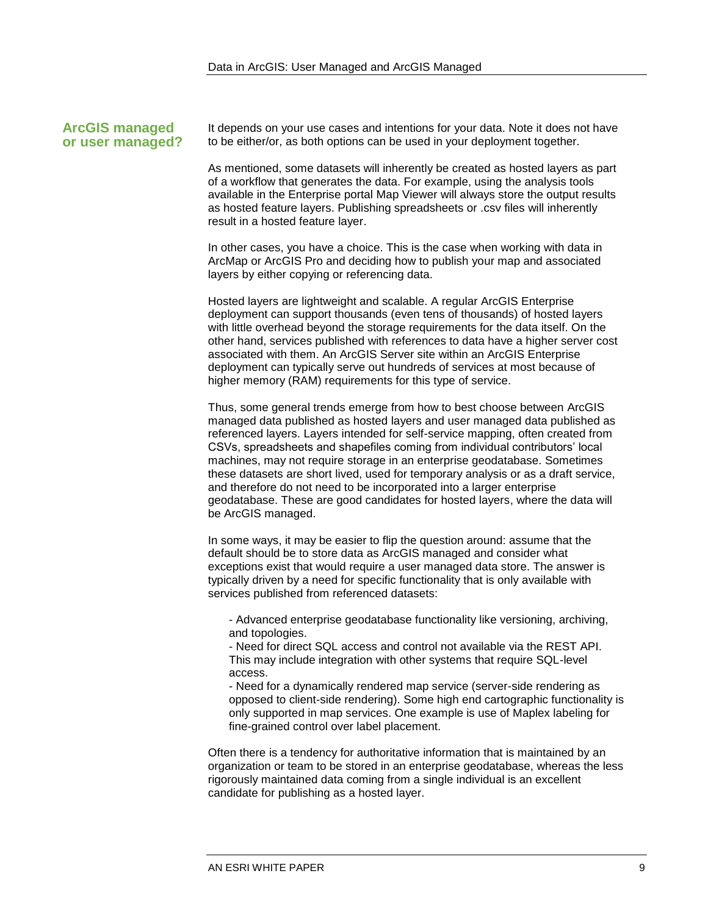## ArcGIS managed or user managed?

It depends on your use cases and intentions for your data. Note it does not have to be either/or, as both options can be used in your deployment together.

As mentioned, some datasets will inherently be created as hosted layers as part of a workflow that generates the data. For example, using the analysis tools available in the Enterprise portal Map Viewer will always store the output results as hosted feature layers. Publishing spreadsheets or .csv files will inherently result in a hosted feature layer.

In other cases, you have a choice. This is the case when working with data in ArcMap or ArcGIS Pro and deciding how to publish your map and associated layers by either copying or referencing data.

Hosted layers are lightweight and scalable. A regular ArcGIS Enterprise deployment can support thousands (even tens of thousands) of hosted layers with little overhead beyond the storage requirements for the data itself. On the other hand, services published with references to data have a higher server cost associated with them. An ArcGIS Server site within an ArcGIS Enterprise deployment can typically serve out hundreds of services at most because of higher memory (RAM) requirements for this type of service.

Thus, some general trends emerge from how to best choose between ArcGIS managed data published as hosted layers and user managed data published as referenced layers. Layers intended for self-service mapping, often created from CSVs, spreadsheets and shapefiles coming from individual contributors' local machines, may not require storage in an enterprise geodatabase. Sometimes these datasets are short lived, used for temporary analysis or as a draft service, and therefore do not need to be incorporated into a larger enterprise geodatabase. These are good candidates for hosted layers, where the data will be ArcGIS managed.

In some ways, it may be easier to flip the question around: assume that the default should be to store data as ArcGIS managed and consider what exceptions exist that would require a user managed data store. The answer is typically driven by a need for specific functionality that is only available with services published from referenced datasets:

- Advanced enterprise geodatabase functionality like versioning, archiving, and topologies.
- Need for direct SQL access and control not available via the REST API. This may include integration with other systems that require SQL-level access.
- Need for a dynamically rendered map service (server-side rendering as opposed to client-side rendering). Some high end cartographic functionality is only supported in map services. One example is use of Maplex labeling for fine-grained control over label placement.

Often there is a tendency for authoritative information that is maintained by an organization or team to be stored in an enterprise geodatabase, whereas the less rigorously maintained data coming from a single individual is an excellent candidate for publishing as a hosted layer.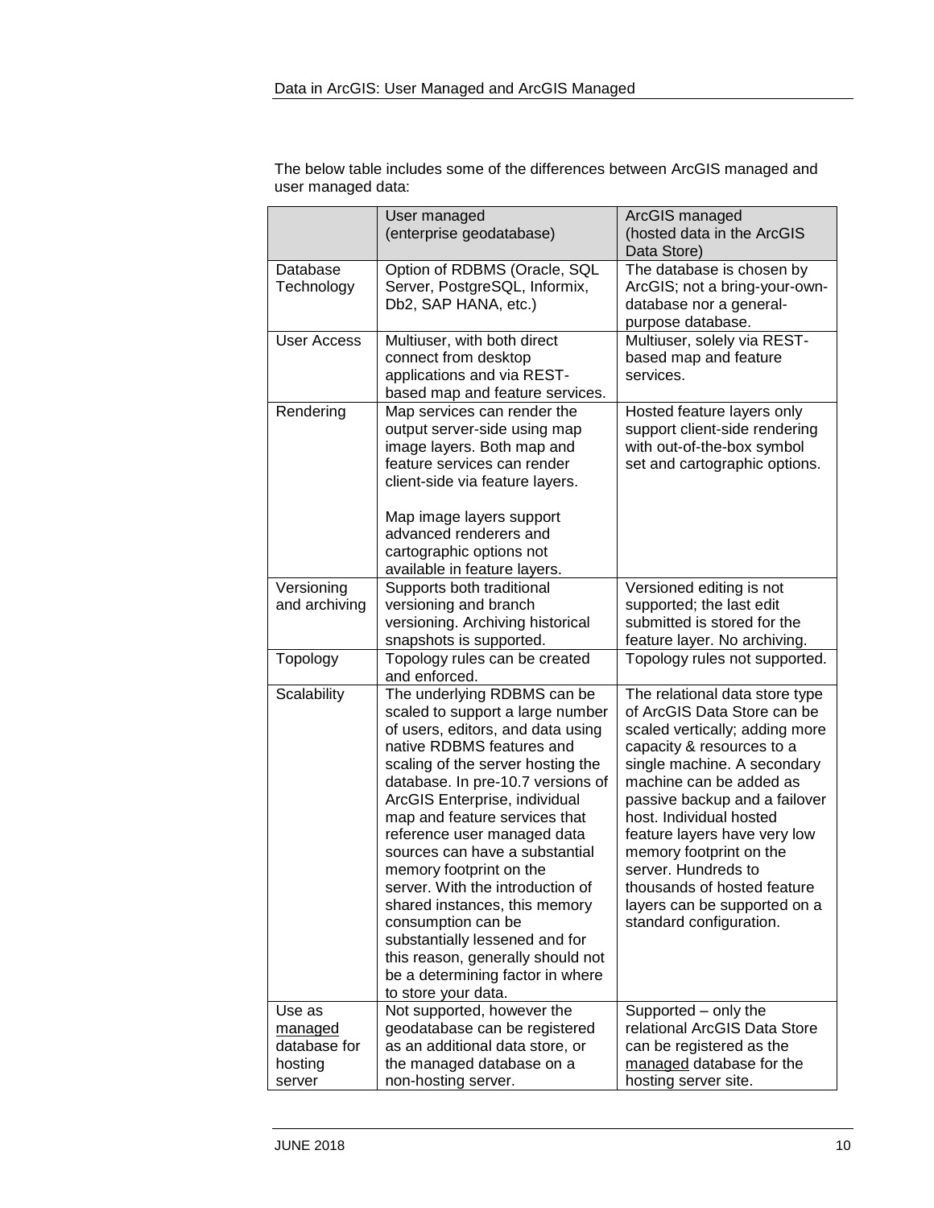The below table includes some of the differences between ArcGIS managed and user managed data:

| | User managed (enterprise geodatabase) | ArcGIS managed (hosted data in the ArcGIS Data Store) |
|---|---|---|
| Database Technology | Option of RDBMS (Oracle, SQL Server, PostgreSQL, Informix, Db2, SAP HANA, etc.) | The database is chosen by ArcGIS; not a bring-your-own-database nor a general-purpose database. |
| User Access | Multiuser, with both direct connect from desktop applications and via REST-based map and feature services. | Multiuser, solely via REST-based map and feature services. |
| Rendering | Map services can render the output server-side using map image layers. Both map and feature services can render client-side via feature layers.<br><br>Map image layers support advanced renderers and cartographic options not available in feature layers. | Hosted feature layers only support client-side rendering with out-of-the-box symbol set and cartographic options. |
| Versioning and archiving | Supports both traditional versioning and branch versioning. Archiving historical snapshots is supported. | Versioned editing is not supported; the last edit submitted is stored for the feature layer. No archiving. |
| Topology | Topology rules can be created and enforced. | Topology rules not supported. |
| Scalability | The underlying RDBMS can be scaled to support a large number of users, editors, and data using native RDBMS features and scaling of the server hosting the database. In pre-10.7 versions of ArcGIS Enterprise, individual map and feature services that reference user managed data sources can have a substantial memory footprint on the server. With the introduction of shared instances, this memory consumption can be substantially lessened and for this reason, generally should not be a determining factor in where to store your data. | The relational data store type of ArcGIS Data Store can be scaled vertically; adding more capacity & resources to a single machine. A secondary machine can be added as passive backup and a failover host. Individual hosted feature layers have very low memory footprint on the server. Hundreds to thousands of hosted feature layers can be supported on a standard configuration. |
| Use as <u>managed</u> database for hosting server | Not supported, however the geodatabase can be registered as an additional data store, or the managed database on a non-hosting server. | Supported – only the relational ArcGIS Data Store can be registered as the <u>managed</u> database for the hosting server site. |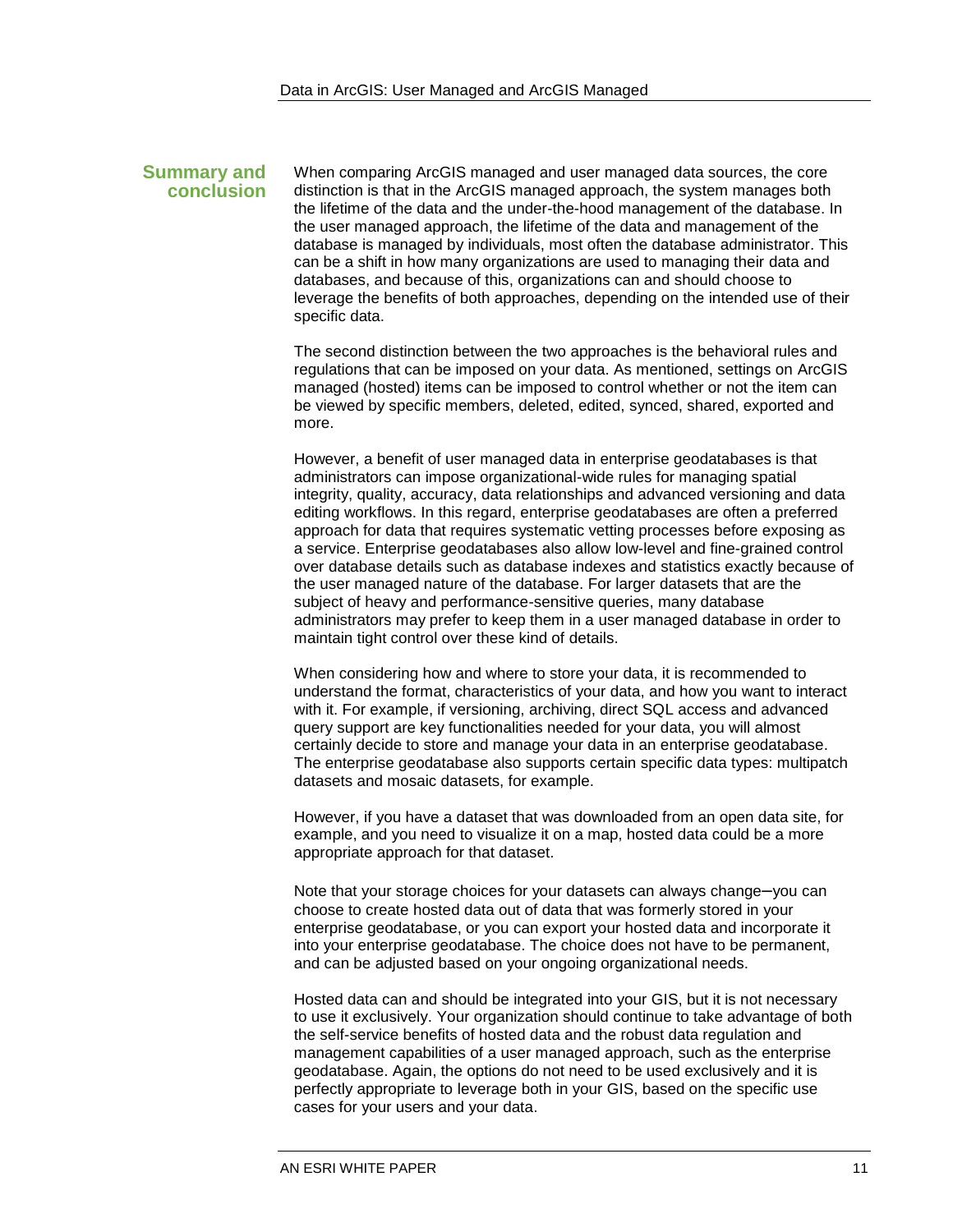## Summary and conclusion

When comparing ArcGIS managed and user managed data sources, the core distinction is that in the ArcGIS managed approach, the system manages both the lifetime of the data and the under-the-hood management of the database. In the user managed approach, the lifetime of the data and management of the database is managed by individuals, most often the database administrator. This can be a shift in how many organizations are used to managing their data and databases, and because of this, organizations can and should choose to leverage the benefits of both approaches, depending on the intended use of their specific data.

The second distinction between the two approaches is the behavioral rules and regulations that can be imposed on your data. As mentioned, settings on ArcGIS managed (hosted) items can be imposed to control whether or not the item can be viewed by specific members, deleted, edited, synced, shared, exported and more.

However, a benefit of user managed data in enterprise geodatabases is that administrators can impose organizational-wide rules for managing spatial integrity, quality, accuracy, data relationships and advanced versioning and data editing workflows. In this regard, enterprise geodatabases are often a preferred approach for data that requires systematic vetting processes before exposing as a service. Enterprise geodatabases also allow low-level and fine-grained control over database details such as database indexes and statistics exactly because of the user managed nature of the database. For larger datasets that are the subject of heavy and performance-sensitive queries, many database administrators may prefer to keep them in a user managed database in order to maintain tight control over these kind of details.

When considering how and where to store your data, it is recommended to understand the format, characteristics of your data, and how you want to interact with it. For example, if versioning, archiving, direct SQL access and advanced query support are key functionalities needed for your data, you will almost certainly decide to store and manage your data in an enterprise geodatabase. The enterprise geodatabase also supports certain specific data types: multipatch datasets and mosaic datasets, for example.

However, if you have a dataset that was downloaded from an open data site, for example, and you need to visualize it on a map, hosted data could be a more appropriate approach for that dataset.

Note that your storage choices for your datasets can always change—you can choose to create hosted data out of data that was formerly stored in your enterprise geodatabase, or you can export your hosted data and incorporate it into your enterprise geodatabase. The choice does not have to be permanent, and can be adjusted based on your ongoing organizational needs.

Hosted data can and should be integrated into your GIS, but it is not necessary to use it exclusively. Your organization should continue to take advantage of both the self-service benefits of hosted data and the robust data regulation and management capabilities of a user managed approach, such as the enterprise geodatabase. Again, the options do not need to be used exclusively and it is perfectly appropriate to leverage both in your GIS, based on the specific use cases for your users and your data.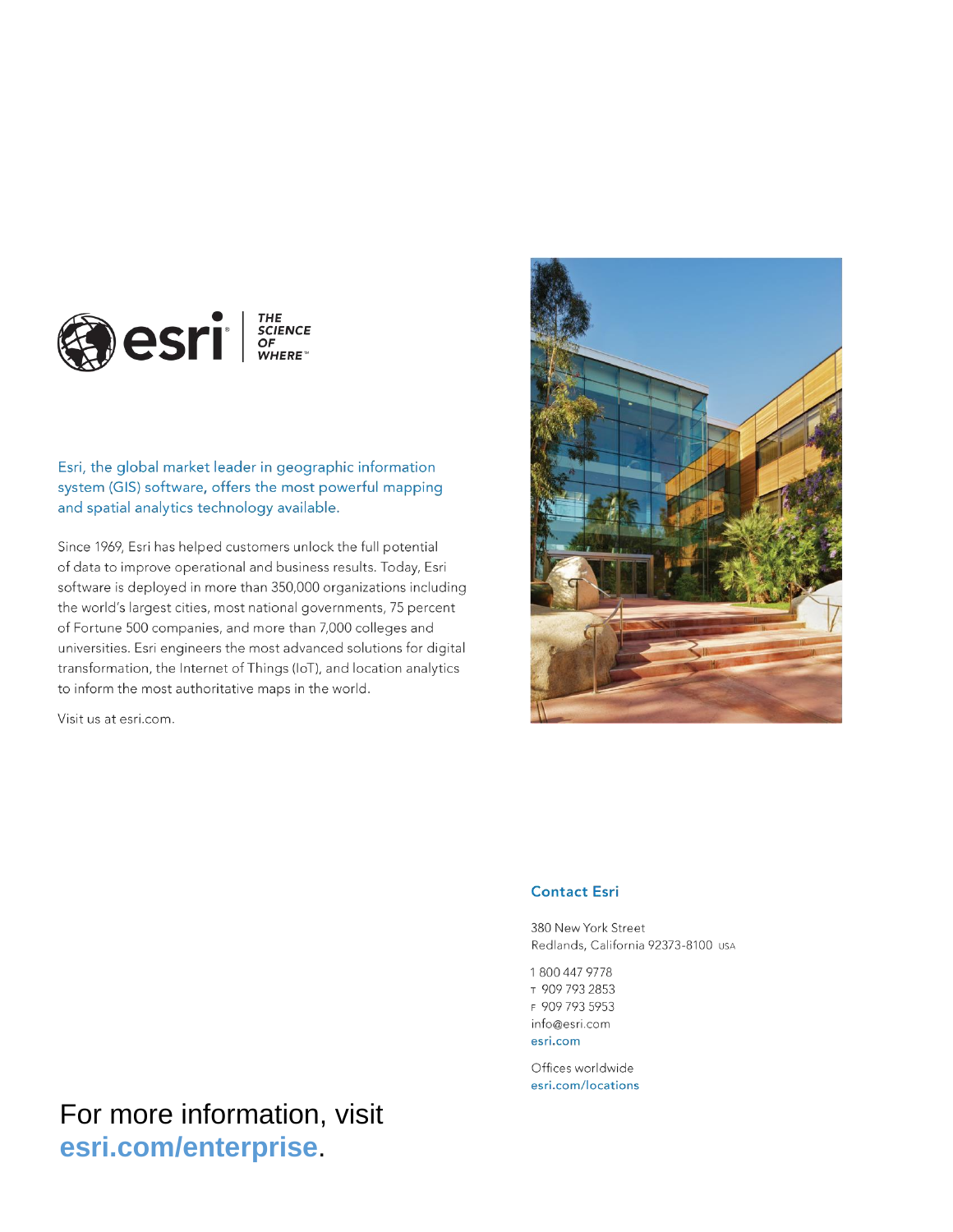esri | THE SCIENCE OF WHERE™

Esri, the global market leader in geographic information system (GIS) software, offers the most powerful mapping and spatial analytics technology available.

Since 1969, Esri has helped customers unlock the full potential of data to improve operational and business results. Today, Esri software is deployed in more than 350,000 organizations including the world's largest cities, most national governments, 75 percent of Fortune 500 companies, and more than 7,000 colleges and universities. Esri engineers the most advanced solutions for digital transformation, the Internet of Things (IoT), and location analytics to inform the most authoritative maps in the world.

Visit us at esri.com.

## Contact Esri

380 New York Street
Redlands, California 92373-8100 USA

1 800 447 9778
T 909 793 2853
F 909 793 5953
info@esri.com
esri.com

Offices worldwide
esri.com/locations

For more information, visit **esri.com/enterprise**.